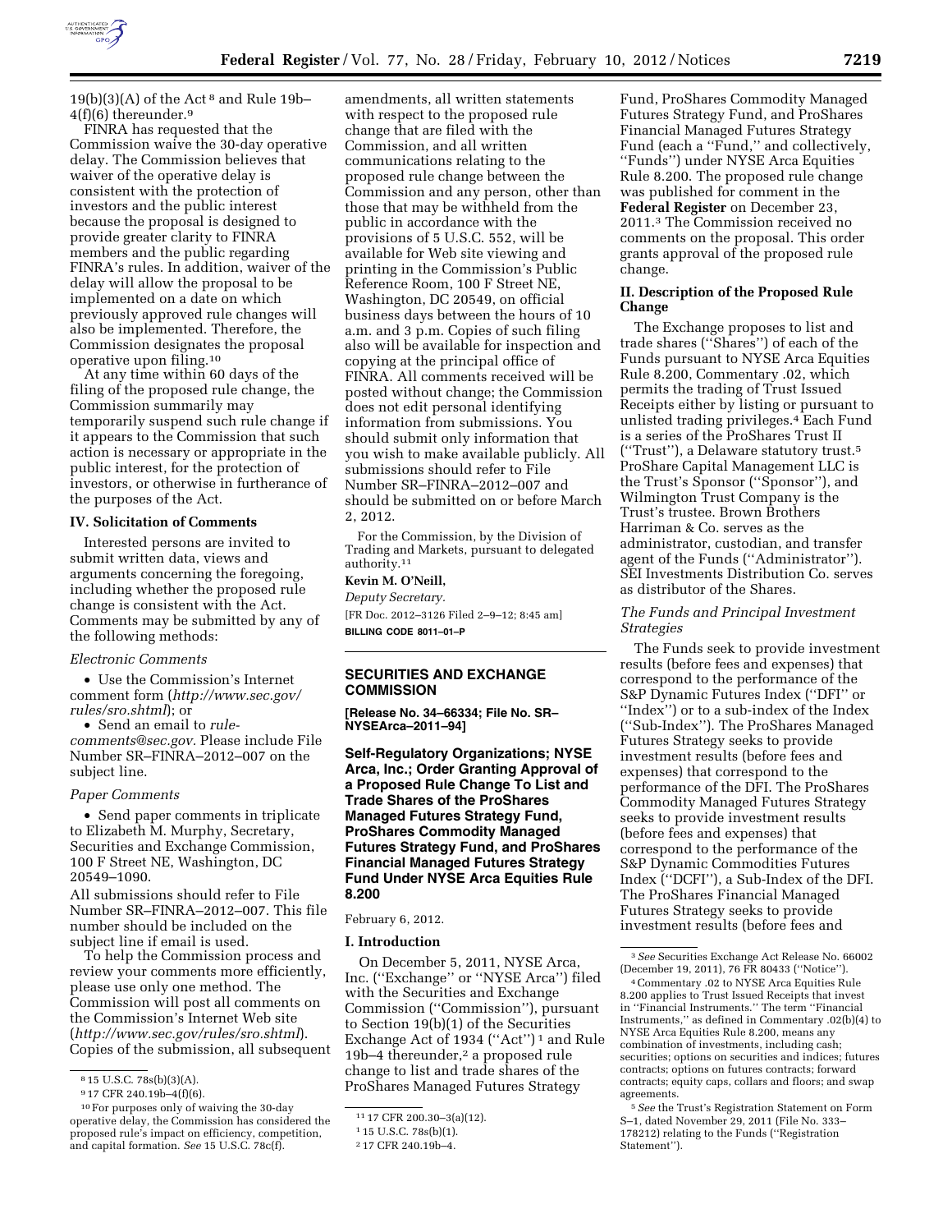19(b)(3)(A) of the Act [8] and Rule 19b–4(f)(6) thereunder.[9]

FINRA has requested that the Commission waive the 30-day operative delay. The Commission believes that waiver of the operative delay is consistent with the protection of investors and the public interest because the proposal is designed to provide greater clarity to FINRA members and the public regarding FINRA's rules. In addition, waiver of the delay will allow the proposal to be implemented on a date on which previously approved rule changes will also be implemented. Therefore, the Commission designates the proposal operative upon filing.[10]

At any time within 60 days of the filing of the proposed rule change, the Commission summarily may temporarily suspend such rule change if it appears to the Commission that such action is necessary or appropriate in the public interest, for the protection of investors, or otherwise in furtherance of the purposes of the Act.

### IV. Solicitation of Comments

Interested persons are invited to submit written data, views and arguments concerning the foregoing, including whether the proposed rule change is consistent with the Act. Comments may be submitted by any of the following methods:

*Electronic Comments*

- Use the Commission's Internet comment form (*http://www.sec.gov/rules/sro.shtml*); or
- Send an email to *rule-comments@sec.gov.* Please include File Number SR–FINRA–2012–007 on the subject line.

*Paper Comments*

- Send paper comments in triplicate to Elizabeth M. Murphy, Secretary, Securities and Exchange Commission, 100 F Street NE, Washington, DC 20549–1090.

All submissions should refer to File Number SR–FINRA–2012–007. This file number should be included on the subject line if email is used.

To help the Commission process and review your comments more efficiently, please use only one method. The Commission will post all comments on the Commission's Internet Web site (*http://www.sec.gov/rules/sro.shtml*). Copies of the submission, all subsequent amendments, all written statements with respect to the proposed rule change that are filed with the Commission, and all written communications relating to the proposed rule change between the Commission and any person, other than those that may be withheld from the public in accordance with the provisions of 5 U.S.C. 552, will be available for Web site viewing and printing in the Commission's Public Reference Room, 100 F Street NE, Washington, DC 20549, on official business days between the hours of 10 a.m. and 3 p.m. Copies of such filing also will be available for inspection and copying at the principal office of FINRA. All comments received will be posted without change; the Commission does not edit personal identifying information from submissions. You should submit only information that you wish to make available publicly. All submissions should refer to File Number SR–FINRA–2012–007 and should be submitted on or before March 2, 2012.

For the Commission, by the Division of Trading and Markets, pursuant to delegated authority.[11]

**Kevin M. O'Neill,**

*Deputy Secretary.*

[FR Doc. 2012–3126 Filed 2–9–12; 8:45 am]

**BILLING CODE 8011–01–P**

[8] 15 U.S.C. 78s(b)(3)(A).

[9] 17 CFR 240.19b–4(f)(6).

[10] For purposes only of waiving the 30-day operative delay, the Commission has considered the proposed rule's impact on efficiency, competition, and capital formation. *See* 15 U.S.C. 78c(f).

[11] 17 CFR 200.30–3(a)(12).

---

## SECURITIES AND EXCHANGE COMMISSION

**[Release No. 34–66334; File No. SR–NYSEArca–2011–94]**

## Self-Regulatory Organizations; NYSE Arca, Inc.; Order Granting Approval of a Proposed Rule Change To List and Trade Shares of the ProShares Managed Futures Strategy Fund, ProShares Commodity Managed Futures Strategy Fund, and ProShares Financial Managed Futures Strategy Fund Under NYSE Arca Equities Rule 8.200

February 6, 2012.

### I. Introduction

On December 5, 2011, NYSE Arca, Inc. (''Exchange'' or ''NYSE Arca'') filed with the Securities and Exchange Commission (''Commission''), pursuant to Section 19(b)(1) of the Securities Exchange Act of 1934 (''Act'') [1] and Rule 19b–4 thereunder,[2] a proposed rule change to list and trade shares of the ProShares Managed Futures Strategy Fund, ProShares Commodity Managed Futures Strategy Fund, and ProShares Financial Managed Futures Strategy Fund (each a ''Fund,'' and collectively, ''Funds'') under NYSE Arca Equities Rule 8.200. The proposed rule change was published for comment in the **Federal Register** on December 23, 2011.[3] The Commission received no comments on the proposal. This order grants approval of the proposed rule change.

### II. Description of the Proposed Rule Change

The Exchange proposes to list and trade shares (''Shares'') of each of the Funds pursuant to NYSE Arca Equities Rule 8.200, Commentary .02, which permits the trading of Trust Issued Receipts either by listing or pursuant to unlisted trading privileges.[4] Each Fund is a series of the ProShares Trust II (''Trust''), a Delaware statutory trust.[5] ProShare Capital Management LLC is the Trust's Sponsor (''Sponsor''), and Wilmington Trust Company is the Trust's trustee. Brown Brothers Harriman & Co. serves as the administrator, custodian, and transfer agent of the Funds (''Administrator''). SEI Investments Distribution Co. serves as distributor of the Shares.

*The Funds and Principal Investment Strategies*

The Funds seek to provide investment results (before fees and expenses) that correspond to the performance of the S&P Dynamic Futures Index (''DFI'' or ''Index'') or to a sub-index of the Index (''Sub-Index''). The ProShares Managed Futures Strategy seeks to provide investment results (before fees and expenses) that correspond to the performance of the DFI. The ProShares Commodity Managed Futures Strategy seeks to provide investment results (before fees and expenses) that correspond to the performance of the S&P Dynamic Commodities Futures Index (''DCFI''), a Sub-Index of the DFI. The ProShares Financial Managed Futures Strategy seeks to provide investment results (before fees and

[1] 15 U.S.C. 78s(b)(1).

[2] 17 CFR 240.19b–4.

[3] *See* Securities Exchange Act Release No. 66002 (December 19, 2011), 76 FR 80433 (''Notice'').

[4] Commentary .02 to NYSE Arca Equities Rule 8.200 applies to Trust Issued Receipts that invest in ''Financial Instruments.'' The term ''Financial Instruments,'' as defined in Commentary .02(b)(4) to NYSE Arca Equities Rule 8.200, means any combination of investments, including cash; securities; options on securities and indices; futures contracts; options on futures contracts; forward contracts; equity caps, collars and floors; and swap agreements.

[5] *See* the Trust's Registration Statement on Form S–1, dated November 29, 2011 (File No. 333–178212) relating to the Funds (''Registration Statement'').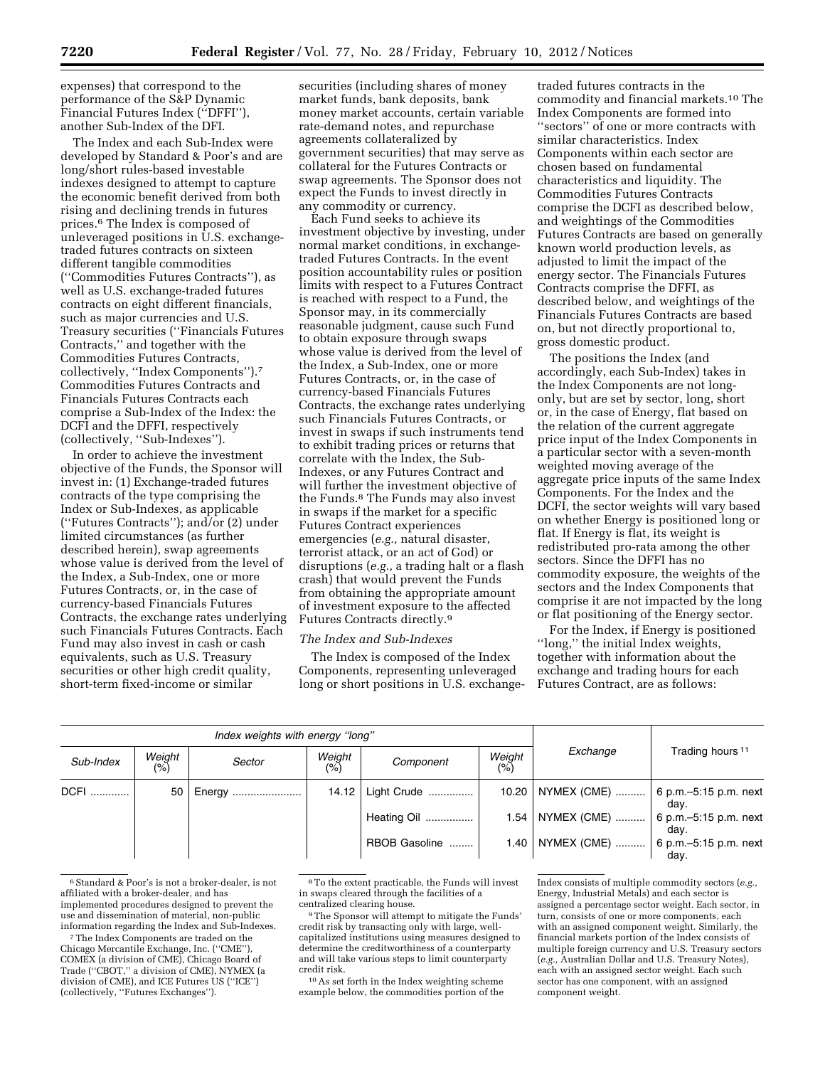expenses) that correspond to the performance of the S&P Dynamic Financial Futures Index (''DFFI''), another Sub-Index of the DFI.

The Index and each Sub-Index were developed by Standard & Poor's and are long/short rules-based investable indexes designed to attempt to capture the economic benefit derived from both rising and declining trends in futures prices.[6] The Index is composed of unleveraged positions in U.S. exchange-traded futures contracts on sixteen different tangible commodities (''Commodities Futures Contracts''), as well as U.S. exchange-traded futures contracts on eight different financials, such as major currencies and U.S. Treasury securities (''Financials Futures Contracts,'' and together with the Commodities Futures Contracts, collectively, ''Index Components'').[7] Commodities Futures Contracts and Financials Futures Contracts each comprise a Sub-Index of the Index: the DCFI and the DFFI, respectively (collectively, ''Sub-Indexes'').

In order to achieve the investment objective of the Funds, the Sponsor will invest in: (1) Exchange-traded futures contracts of the type comprising the Index or Sub-Indexes, as applicable (''Futures Contracts''); and/or (2) under limited circumstances (as further described herein), swap agreements whose value is derived from the level of the Index, a Sub-Index, one or more Futures Contracts, or, in the case of currency-based Financials Futures Contracts, the exchange rates underlying such Financials Futures Contracts. Each Fund may also invest in cash or cash equivalents, such as U.S. Treasury securities or other high credit quality, short-term fixed-income or similar securities (including shares of money market funds, bank deposits, bank money market accounts, certain variable rate-demand notes, and repurchase agreements collateralized by government securities) that may serve as collateral for the Futures Contracts or swap agreements. The Sponsor does not expect the Funds to invest directly in any commodity or currency.

Each Fund seeks to achieve its investment objective by investing, under normal market conditions, in exchange-traded Futures Contracts. In the event position accountability rules or position limits with respect to a Futures Contract is reached with respect to a Fund, the Sponsor may, in its commercially reasonable judgment, cause such Fund to obtain exposure through swaps whose value is derived from the level of the Index, a Sub-Index, one or more Futures Contracts, or, in the case of currency-based Financials Futures Contracts, the exchange rates underlying such Financials Futures Contracts, or invest in swaps if such instruments tend to exhibit trading prices or returns that correlate with the Index, the Sub-Indexes, or any Futures Contract and will further the investment objective of the Funds.[8] The Funds may also invest in swaps if the market for a specific Futures Contract experiences emergencies (*e.g.,* natural disaster, terrorist attack, or an act of God) or disruptions (*e.g.,* a trading halt or a flash crash) that would prevent the Funds from obtaining the appropriate amount of investment exposure to the affected Futures Contracts directly.[9]

*The Index and Sub-Indexes*

The Index is composed of the Index Components, representing unleveraged long or short positions in U.S. exchange-traded futures contracts in the commodity and financial markets.[10] The Index Components are formed into ''sectors'' of one or more contracts with similar characteristics. Index Components within each sector are chosen based on fundamental characteristics and liquidity. The Commodities Futures Contracts comprise the DCFI as described below, and weightings of the Commodities Futures Contracts are based on generally known world production levels, as adjusted to limit the impact of the energy sector. The Financials Futures Contracts comprise the DFFI, as described below, and weightings of the Financials Futures Contracts are based on, but not directly proportional to, gross domestic product.

The positions the Index (and accordingly, each Sub-Index) takes in the Index Components are not long-only, but are set by sector, long, short or, in the case of Energy, flat based on the relation of the current aggregate price input of the Index Components in a particular sector with a seven-month weighted moving average of the aggregate price inputs of the same Index Components. For the Index and the DCFI, the sector weights will vary based on whether Energy is positioned long or flat. If Energy is flat, its weight is redistributed pro-rata among the other sectors. Since the DFFI has no commodity exposure, the weights of the sectors and the Index Components that comprise it are not impacted by the long or flat positioning of the Energy sector.

For the Index, if Energy is positioned ''long,'' the initial Index weights, together with information about the exchange and trading hours for each Futures Contract, are as follows:

| Index weights with energy ''long'' | | | | | | Exchange | Trading hours [11] |
|---|---|---|---|---|---|---|---|
| Sub-Index | Weight (%) | Sector | Weight (%) | Component | Weight (%) | | |
| DCFI | 50 | Energy | 14.12 | Light Crude | 10.20 | NYMEX (CME) | 6 p.m.–5:15 p.m. next day. |
| | | | | Heating Oil | 1.54 | NYMEX (CME) | 6 p.m.–5:15 p.m. next day. |
| | | | | RBOB Gasoline | 1.40 | NYMEX (CME) | 6 p.m.–5:15 p.m. next day. |

[6] Standard & Poor's is not a broker-dealer, is not affiliated with a broker-dealer, and has implemented procedures designed to prevent the use and dissemination of material, non-public information regarding the Index and Sub-Indexes.

[7] The Index Components are traded on the Chicago Mercantile Exchange, Inc. (''CME''), COMEX (a division of CME), Chicago Board of Trade (''CBOT,'' a division of CME), NYMEX (a division of CME), and ICE Futures US (''ICE'') (collectively, ''Futures Exchanges'').

[8] To the extent practicable, the Funds will invest in swaps cleared through the facilities of a centralized clearing house.

[9] The Sponsor will attempt to mitigate the Funds' credit risk by transacting only with large, well-capitalized institutions using measures designed to determine the creditworthiness of a counterparty and will take various steps to limit counterparty credit risk.

[10] As set forth in the Index weighting scheme example below, the commodities portion of the Index consists of multiple commodity sectors (*e.g.,* Energy, Industrial Metals) and each sector is assigned a percentage sector weight. Each sector, in turn, consists of one or more components, each with an assigned component weight. Similarly, the financial markets portion of the Index consists of multiple foreign currency and U.S. Treasury sectors (*e.g.,* Australian Dollar and U.S. Treasury Notes), each with an assigned sector weight. Each such sector has one component, with an assigned component weight.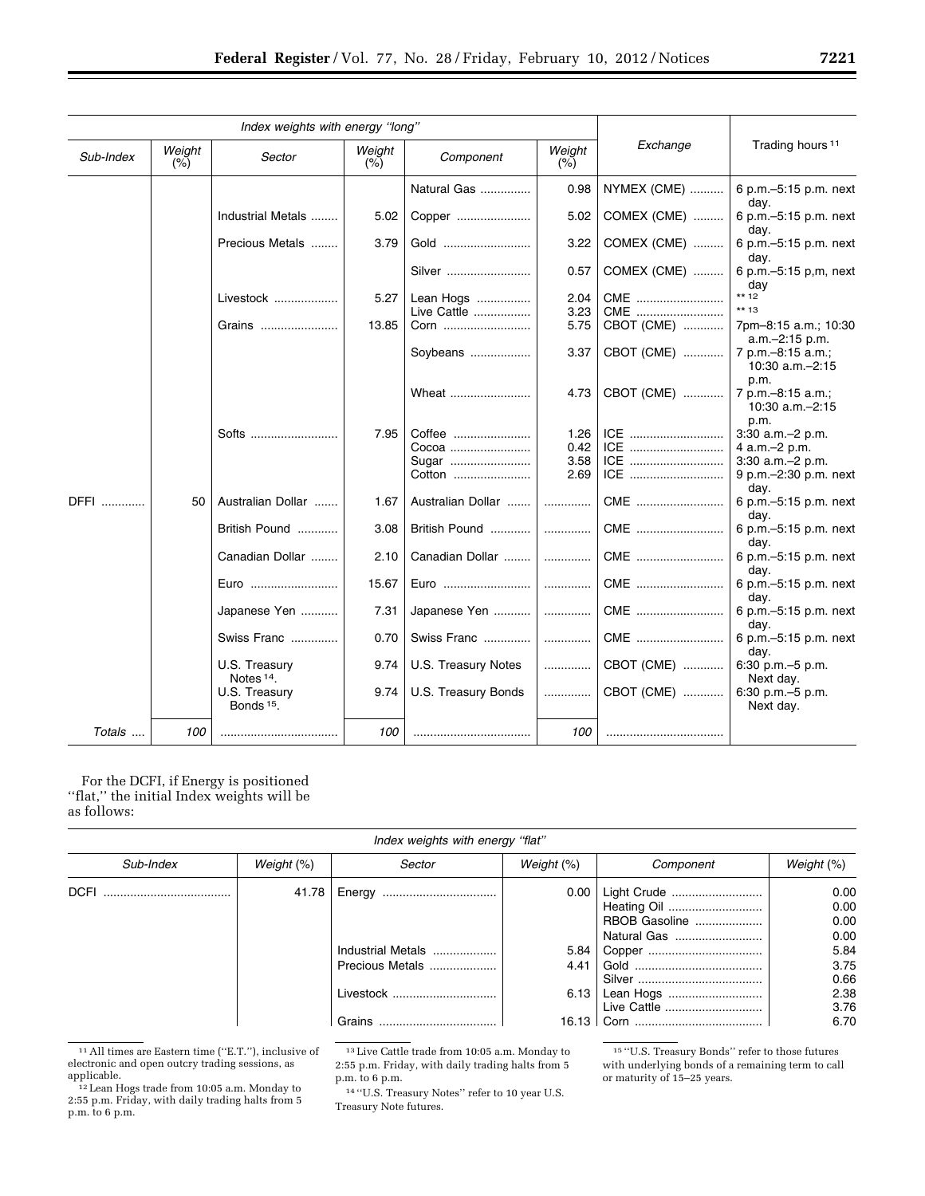| Index weights with energy "long" | | | | | | Exchange | Trading hours [11] |
|---|---|---|---|---|---|---|---|
| Sub-Index | Weight (%) | Sector | Weight (%) | Component | Weight (%) | | |
| | | | | Natural Gas | 0.98 | NYMEX (CME) | 6 p.m.–5:15 p.m. next day. |
| | | Industrial Metals | 5.02 | Copper | 5.02 | COMEX (CME) | 6 p.m.–5:15 p.m. next day. |
| | | Precious Metals | 3.79 | Gold | 3.22 | COMEX (CME) | 6 p.m.–5:15 p.m. next day. |
| | | | | Silver | 0.57 | COMEX (CME) | 6 p.m.–5:15 p,m, next day |
| | | Livestock | 5.27 | Lean Hogs | 2.04 | CME | ** [12] |
| | | | | Live Cattle | 3.23 | CME | ** [13] |
| | | Grains | 13.85 | Corn | 5.75 | CBOT (CME) | 7pm–8:15 a.m.; 10:30 a.m.–2:15 p.m. |
| | | | | Soybeans | 3.37 | CBOT (CME) | 7 p.m.–8:15 a.m.; 10:30 a.m.–2:15 p.m. |
| | | | | Wheat | 4.73 | CBOT (CME) | 7 p.m.–8:15 a.m.; 10:30 a.m.–2:15 p.m. |
| | | Softs | 7.95 | Coffee | 1.26 | ICE | 3:30 a.m.–2 p.m. |
| | | | | Cocoa | 0.42 | ICE | 4 a.m.–2 p.m. |
| | | | | Sugar | 3.58 | ICE | 3:30 a.m.–2 p.m. |
| | | | | Cotton | 2.69 | ICE | 9 p.m.–2:30 p.m. next day. |
| DFFI | 50 | Australian Dollar | 1.67 | Australian Dollar | | CME | 6 p.m.–5:15 p.m. next day. |
| | | British Pound | 3.08 | British Pound | | CME | 6 p.m.–5:15 p.m. next day. |
| | | Canadian Dollar | 2.10 | Canadian Dollar | | CME | 6 p.m.–5:15 p.m. next day. |
| | | Euro | 15.67 | Euro | | CME | 6 p.m.–5:15 p.m. next day. |
| | | Japanese Yen | 7.31 | Japanese Yen | | CME | 6 p.m.–5:15 p.m. next day. |
| | | Swiss Franc | 0.70 | Swiss Franc | | CME | 6 p.m.–5:15 p.m. next day. |
| | | U.S. Treasury Notes [14]. | 9.74 | U.S. Treasury Notes | | CBOT (CME) | 6:30 p.m.–5 p.m. Next day. |
| | | U.S. Treasury Bonds [15]. | 9.74 | U.S. Treasury Bonds | | CBOT (CME) | 6:30 p.m.–5 p.m. Next day. |
| *Totals* | *100* | | *100* | | *100* | | |

For the DCFI, if Energy is positioned "flat," the initial Index weights will be as follows:

| Index weights with energy "flat" | | | | | |
|---|---|---|---|---|---|
| Sub-Index | Weight (%) | Sector | Weight (%) | Component | Weight (%) |
| DCFI | 41.78 | Energy | 0.00 | Light Crude | 0.00 |
| | | | | Heating Oil | 0.00 |
| | | | | RBOB Gasoline | 0.00 |
| | | | | Natural Gas | 0.00 |
| | | Industrial Metals | 5.84 | Copper | 5.84 |
| | | Precious Metals | 4.41 | Gold | 3.75 |
| | | | | Silver | 0.66 |
| | | Livestock | 6.13 | Lean Hogs | 2.38 |
| | | | | Live Cattle | 3.76 |
| | | Grains | 16.13 | Corn | 6.70 |

[11] All times are Eastern time ("E.T."), inclusive of electronic and open outcry trading sessions, as applicable.

[12] Lean Hogs trade from 10:05 a.m. Monday to 2:55 p.m. Friday, with daily trading halts from 5 p.m. to 6 p.m.

[13] Live Cattle trade from 10:05 a.m. Monday to 2:55 p.m. Friday, with daily trading halts from 5 p.m. to 6 p.m.

[14] "U.S. Treasury Notes" refer to 10 year U.S. Treasury Note futures.

[15] "U.S. Treasury Bonds" refer to those futures with underlying bonds of a remaining term to call or maturity of 15–25 years.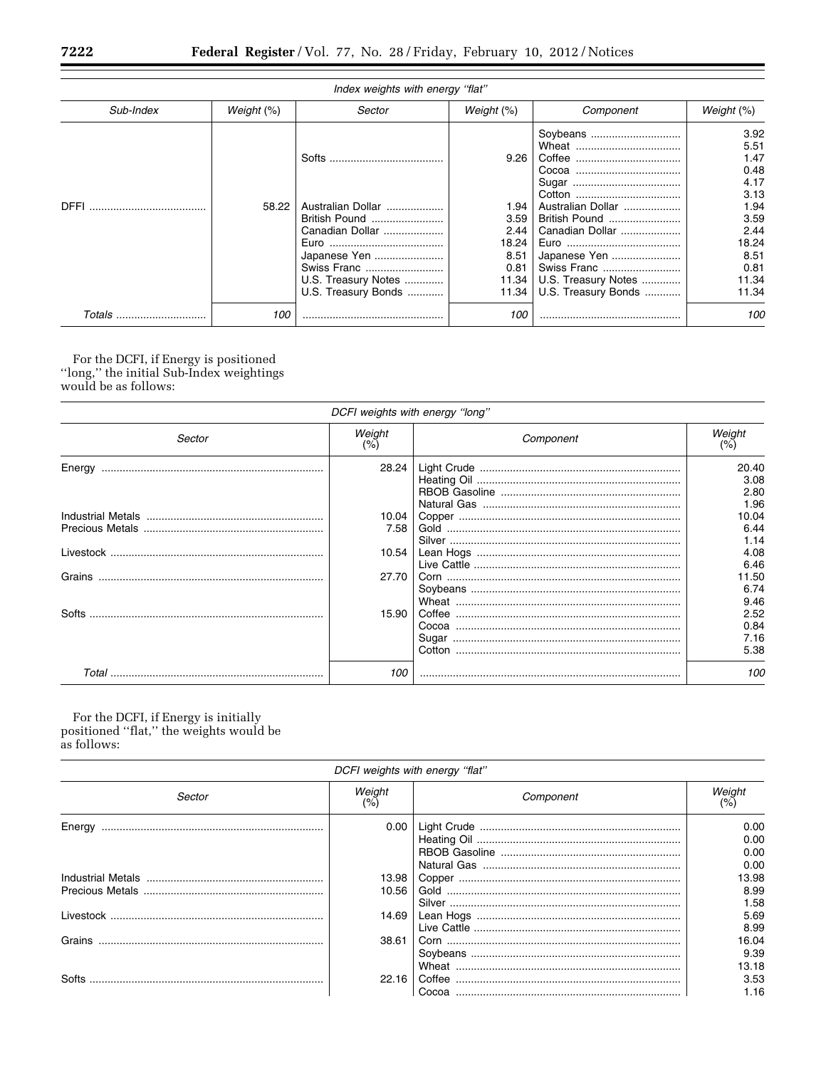| Index weights with energy "flat" | | | | | |
|---|---|---|---|---|---|
| Sub-Index | Weight (%) | Sector | Weight (%) | Component | Weight (%) |
| | | | | Soybeans | 3.92 |
| | | | | Wheat | 5.51 |
| | | Softs | 9.26 | Coffee | 1.47 |
| | | | | Cocoa | 0.48 |
| | | | | Sugar | 4.17 |
| | | | | Cotton | 3.13 |
| DFFI | 58.22 | Australian Dollar | 1.94 | Australian Dollar | 1.94 |
| | | British Pound | 3.59 | British Pound | 3.59 |
| | | Canadian Dollar | 2.44 | Canadian Dollar | 2.44 |
| | | Euro | 18.24 | Euro | 18.24 |
| | | Japanese Yen | 8.51 | Japanese Yen | 8.51 |
| | | Swiss Franc | 0.81 | Swiss Franc | 0.81 |
| | | U.S. Treasury Notes | 11.34 | U.S. Treasury Notes | 11.34 |
| | | U.S. Treasury Bonds | 11.34 | U.S. Treasury Bonds | 11.34 |
| *Totals* | *100* | | *100* | | *100* |

For the DCFI, if Energy is positioned "long," the initial Sub-Index weightings would be as follows:

| DCFI weights with energy "long" | | | |
|---|---|---|---|
| Sector | Weight (%) | Component | Weight (%) |
| Energy | 28.24 | Light Crude | 20.40 |
| | | Heating Oil | 3.08 |
| | | RBOB Gasoline | 2.80 |
| | | Natural Gas | 1.96 |
| Industrial Metals | 10.04 | Copper | 10.04 |
| Precious Metals | 7.58 | Gold | 6.44 |
| | | Silver | 1.14 |
| Livestock | 10.54 | Lean Hogs | 4.08 |
| | | Live Cattle | 6.46 |
| Grains | 27.70 | Corn | 11.50 |
| | | Soybeans | 6.74 |
| | | Wheat | 9.46 |
| Softs | 15.90 | Coffee | 2.52 |
| | | Cocoa | 0.84 |
| | | Sugar | 7.16 |
| | | Cotton | 5.38 |
| *Total* | *100* | | *100* |

For the DCFI, if Energy is initially positioned "flat," the weights would be as follows:

| DCFI weights with energy "flat" | | | |
|---|---|---|---|
| Sector | Weight (%) | Component | Weight (%) |
| Energy | 0.00 | Light Crude | 0.00 |
| | | Heating Oil | 0.00 |
| | | RBOB Gasoline | 0.00 |
| | | Natural Gas | 0.00 |
| Industrial Metals | 13.98 | Copper | 13.98 |
| Precious Metals | 10.56 | Gold | 8.99 |
| | | Silver | 1.58 |
| Livestock | 14.69 | Lean Hogs | 5.69 |
| | | Live Cattle | 8.99 |
| Grains | 38.61 | Corn | 16.04 |
| | | Soybeans | 9.39 |
| | | Wheat | 13.18 |
| Softs | 22.16 | Coffee | 3.53 |
| | | Cocoa | 1.16 |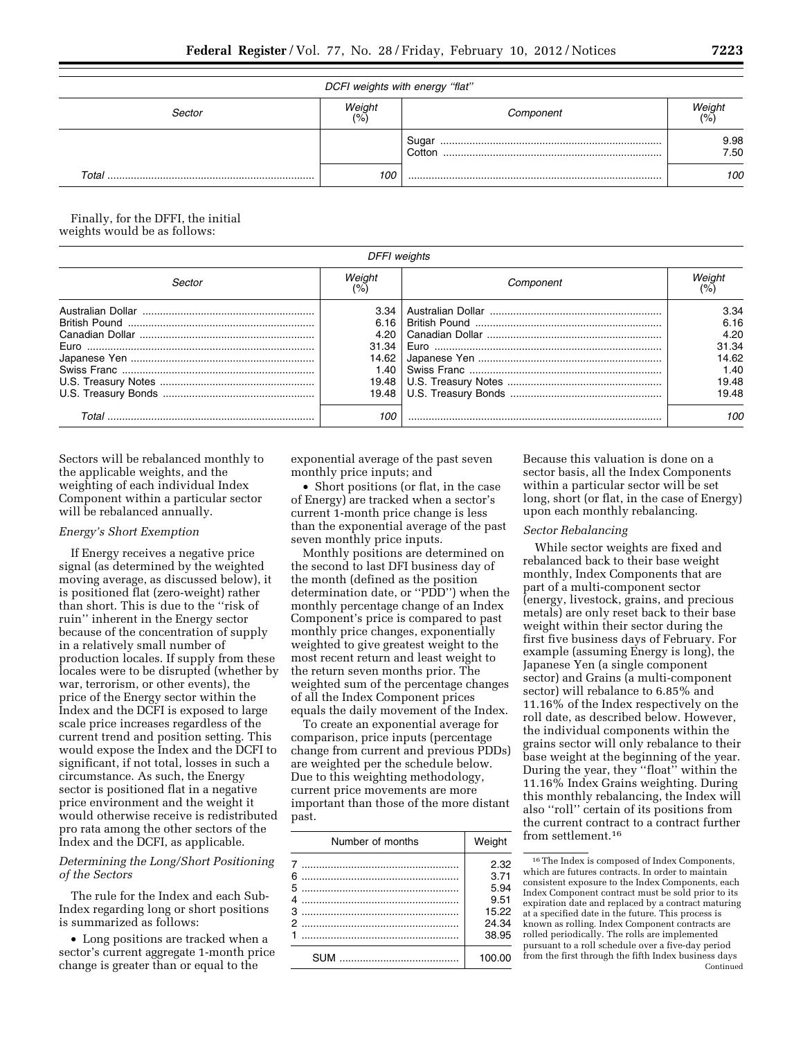| DCFI weights with energy "flat" | | | |
|---|---|---|---|
| Sector | Weight (%) | Component | Weight (%) |
| | | Sugar | 9.98 |
| | | Cotton | 7.50 |
| Total | 100 | | 100 |

Finally, for the DFFI, the initial weights would be as follows:

| DFFI weights | | | |
|---|---|---|---|
| Sector | Weight (%) | Component | Weight (%) |
| Australian Dollar | 3.34 | Australian Dollar | 3.34 |
| British Pound | 6.16 | British Pound | 6.16 |
| Canadian Dollar | 4.20 | Canadian Dollar | 4.20 |
| Euro | 31.34 | Euro | 31.34 |
| Japanese Yen | 14.62 | Japanese Yen | 14.62 |
| Swiss Franc | 1.40 | Swiss Franc | 1.40 |
| U.S. Treasury Notes | 19.48 | U.S. Treasury Notes | 19.48 |
| U.S. Treasury Bonds | 19.48 | U.S. Treasury Bonds | 19.48 |
| Total | 100 | | 100 |

Sectors will be rebalanced monthly to the applicable weights, and the weighting of each individual Index Component within a particular sector will be rebalanced annually.

*Energy's Short Exemption*

If Energy receives a negative price signal (as determined by the weighted moving average, as discussed below), it is positioned flat (zero-weight) rather than short. This is due to the "risk of ruin" inherent in the Energy sector because of the concentration of supply in a relatively small number of production locales. If supply from these locales were to be disrupted (whether by war, terrorism, or other events), the price of the Energy sector within the Index and the DCFI is exposed to large scale price increases regardless of the current trend and position setting. This would expose the Index and the DCFI to significant, if not total, losses in such a circumstance. As such, the Energy sector is positioned flat in a negative price environment and the weight it would otherwise receive is redistributed pro rata among the other sectors of the Index and the DCFI, as applicable.

*Determining the Long/Short Positioning of the Sectors*

The rule for the Index and each Sub-Index regarding long or short positions is summarized as follows:

- Long positions are tracked when a sector's current aggregate 1-month price change is greater than or equal to the exponential average of the past seven monthly price inputs; and
- Short positions (or flat, in the case of Energy) are tracked when a sector's current 1-month price change is less than the exponential average of the past seven monthly price inputs.

Monthly positions are determined on the second to last DFI business day of the month (defined as the position determination date, or "PDD") when the monthly percentage change of an Index Component's price is compared to past monthly price changes, exponentially weighted to give greatest weight to the most recent return and least weight to the return seven months prior. The weighted sum of the percentage changes of all the Index Component prices equals the daily movement of the Index.

To create an exponential average for comparison, price inputs (percentage change from current and previous PDDs) are weighted per the schedule below. Due to this weighting methodology, current price movements are more important than those of the more distant past.

| Number of months | Weight |
|---|---|
| 7 | 2.32 |
| 6 | 3.71 |
| 5 | 5.94 |
| 4 | 9.51 |
| 3 | 15.22 |
| 2 | 24.34 |
| 1 | 38.95 |
| SUM | 100.00 |

Because this valuation is done on a sector basis, all the Index Components within a particular sector will be set long, short (or flat, in the case of Energy) upon each monthly rebalancing.

*Sector Rebalancing*

While sector weights are fixed and rebalanced back to their base weight monthly, Index Components that are part of a multi-component sector (energy, livestock, grains, and precious metals) are only reset back to their base weight within their sector during the first five business days of February. For example (assuming Energy is long), the Japanese Yen (a single component sector) and Grains (a multi-component sector) will rebalance to 6.85% and 11.16% of the Index respectively on the roll date, as described below. However, the individual components within the grains sector will only rebalance to their base weight at the beginning of the year. During the year, they "float" within the 11.16% Index Grains weighting. During this monthly rebalancing, the Index will also "roll" certain of its positions from the current contract to a contract further from settlement.[16]

[16] The Index is composed of Index Components, which are futures contracts. In order to maintain consistent exposure to the Index Components, each Index Component contract must be sold prior to its expiration date and replaced by a contract maturing at a specified date in the future. This process is known as rolling. Index Component contracts are rolled periodically. The rolls are implemented pursuant to a roll schedule over a five-day period from the first through the fifth Index business days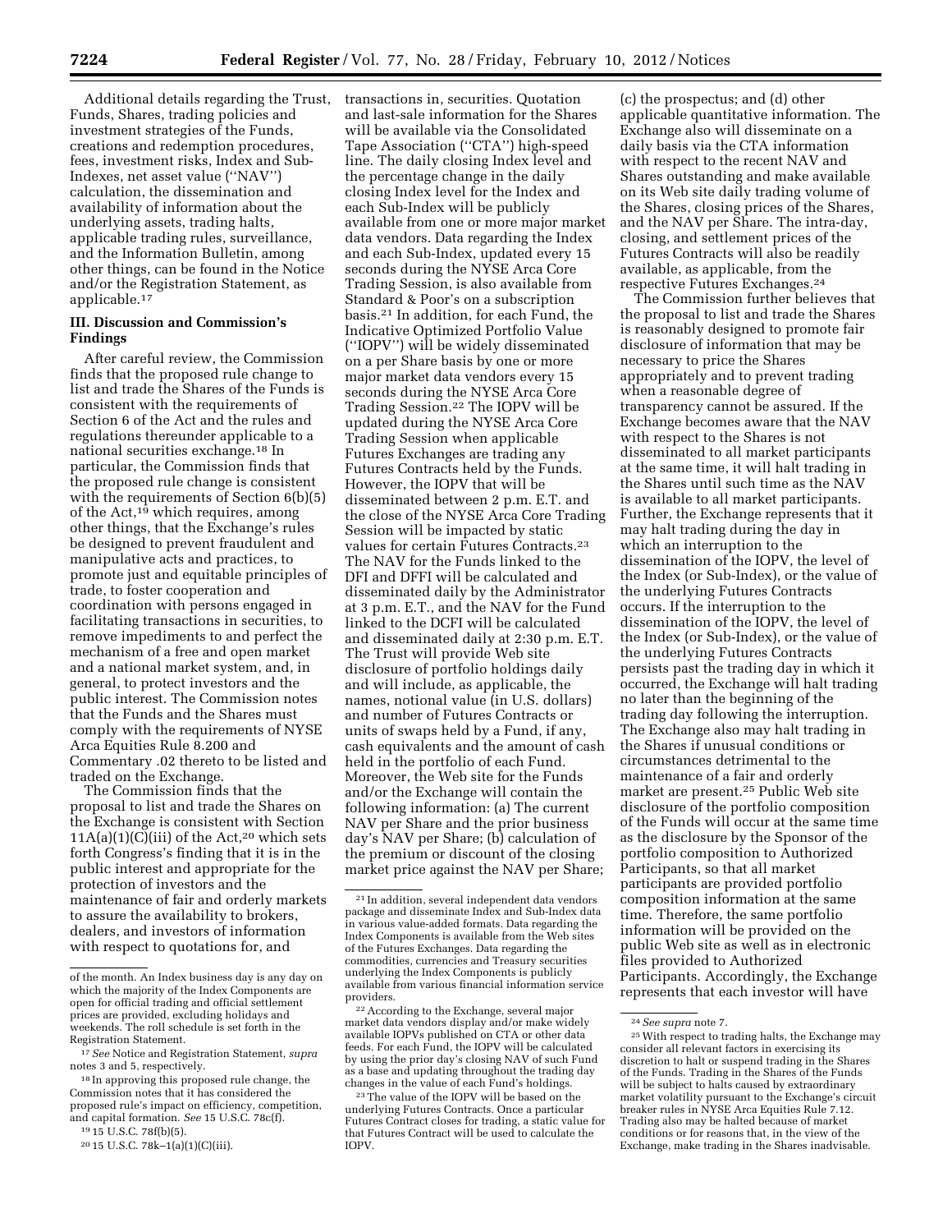Additional details regarding the Trust, Funds, Shares, trading policies and investment strategies of the Funds, creations and redemption procedures, fees, investment risks, Index and Sub-Indexes, net asset value ("NAV") calculation, the dissemination and availability of information about the underlying assets, trading halts, applicable trading rules, surveillance, and the Information Bulletin, among other things, can be found in the Notice and/or the Registration Statement, as applicable.[17]

## III. Discussion and Commission's Findings

After careful review, the Commission finds that the proposed rule change to list and trade the Shares of the Funds is consistent with the requirements of Section 6 of the Act and the rules and regulations thereunder applicable to a national securities exchange.[18] In particular, the Commission finds that the proposed rule change is consistent with the requirements of Section 6(b)(5) of the Act,[19] which requires, among other things, that the Exchange's rules be designed to prevent fraudulent and manipulative acts and practices, to promote just and equitable principles of trade, to foster cooperation and coordination with persons engaged in facilitating transactions in securities, to remove impediments to and perfect the mechanism of a free and open market and a national market system, and, in general, to protect investors and the public interest. The Commission notes that the Funds and the Shares must comply with the requirements of NYSE Arca Equities Rule 8.200 and Commentary .02 thereto to be listed and traded on the Exchange.

The Commission finds that the proposal to list and trade the Shares on the Exchange is consistent with Section 11A(a)(1)(C)(iii) of the Act,[20] which sets forth Congress's finding that it is in the public interest and appropriate for the protection of investors and the maintenance of fair and orderly markets to assure the availability to brokers, dealers, and investors of information with respect to quotations for, and transactions in, securities. Quotation and last-sale information for the Shares will be available via the Consolidated Tape Association ("CTA") high-speed line. The daily closing Index level and the percentage change in the daily closing Index level for the Index and each Sub-Index will be publicly available from one or more major market data vendors. Data regarding the Index and each Sub-Index, updated every 15 seconds during the NYSE Arca Core Trading Session, is also available from Standard & Poor's on a subscription basis.[21] In addition, for each Fund, the Indicative Optimized Portfolio Value ("IOPV") will be widely disseminated on a per Share basis by one or more major market data vendors every 15 seconds during the NYSE Arca Core Trading Session.[22] The IOPV will be updated during the NYSE Arca Core Trading Session when applicable Futures Exchanges are trading any Futures Contracts held by the Funds. However, the IOPV that will be disseminated between 2 p.m. E.T. and the close of the NYSE Arca Core Trading Session will be impacted by static values for certain Futures Contracts.[23] The NAV for the Funds linked to the DFI and DFFI will be calculated and disseminated daily by the Administrator at 3 p.m. E.T., and the NAV for the Fund linked to the DCFI will be calculated and disseminated daily at 2:30 p.m. E.T. The Trust will provide Web site disclosure of portfolio holdings daily and will include, as applicable, the names, notional value (in U.S. dollars) and number of Futures Contracts or units of swaps held by a Fund, if any, cash equivalents and the amount of cash held in the portfolio of each Fund. Moreover, the Web site for the Funds and/or the Exchange will contain the following information: (a) The current NAV per Share and the prior business day's NAV per Share; (b) calculation of the premium or discount of the closing market price against the NAV per Share; (c) the prospectus; and (d) other applicable quantitative information. The Exchange also will disseminate on a daily basis via the CTA information with respect to the recent NAV and Shares outstanding and make available on its Web site daily trading volume of the Shares, closing prices of the Shares, and the NAV per Share. The intra-day, closing, and settlement prices of the Futures Contracts will also be readily available, as applicable, from the respective Futures Exchanges.[24]

The Commission further believes that the proposal to list and trade the Shares is reasonably designed to promote fair disclosure of information that may be necessary to price the Shares appropriately and to prevent trading when a reasonable degree of transparency cannot be assured. If the Exchange becomes aware that the NAV with respect to the Shares is not disseminated to all market participants at the same time, it will halt trading in the Shares until such time as the NAV is available to all market participants. Further, the Exchange represents that it may halt trading during the day in which an interruption to the dissemination of the IOPV, the level of the Index (or Sub-Index), or the value of the underlying Futures Contracts occurs. If the interruption to the dissemination of the IOPV, the level of the Index (or Sub-Index), or the value of the underlying Futures Contracts persists past the trading day in which it occurred, the Exchange will halt trading no later than the beginning of the trading day following the interruption. The Exchange also may halt trading in the Shares if unusual conditions or circumstances detrimental to the maintenance of a fair and orderly market are present.[25] Public Web site disclosure of the portfolio composition of the Funds will occur at the same time as the disclosure by the Sponsor of the portfolio composition to Authorized Participants, so that all market participants are provided portfolio composition information at the same time. Therefore, the same portfolio information will be provided on the public Web site as well as in electronic files provided to Authorized Participants. Accordingly, the Exchange represents that each investor will have

---

of the month. An Index business day is any day on which the majority of the Index Components are open for official trading and official settlement prices are provided, excluding holidays and weekends. The roll schedule is set forth in the Registration Statement.

[17] *See* Notice and Registration Statement, *supra* notes 3 and 5, respectively.

[18] In approving this proposed rule change, the Commission notes that it has considered the proposed rule's impact on efficiency, competition, and capital formation. *See* 15 U.S.C. 78c(f).

[19] 15 U.S.C. 78f(b)(5).

[20] 15 U.S.C. 78k–1(a)(1)(C)(iii).

[21] In addition, several independent data vendors package and disseminate Index and Sub-Index data in various value-added formats. Data regarding the Index Components is available from the Web sites of the Futures Exchanges. Data regarding the commodities, currencies and Treasury securities underlying the Index Components is publicly available from various financial information service providers.

[22] According to the Exchange, several major market data vendors display and/or make widely available IOPVs published on CTA or other data feeds. For each Fund, the IOPV will be calculated by using the prior day's closing NAV of such Fund as a base and updating throughout the trading day changes in the value of each Fund's holdings.

[23] The value of the IOPV will be based on the underlying Futures Contracts. Once a particular Futures Contract closes for trading, a static value for that Futures Contract will be used to calculate the IOPV.

[24] *See supra* note 7.

[25] With respect to trading halts, the Exchange may consider all relevant factors in exercising its discretion to halt or suspend trading in the Shares of the Funds. Trading in the Shares of the Funds will be subject to halts caused by extraordinary market volatility pursuant to the Exchange's circuit breaker rules in NYSE Arca Equities Rule 7.12. Trading also may be halted because of market conditions or for reasons that, in the view of the Exchange, make trading in the Shares inadvisable.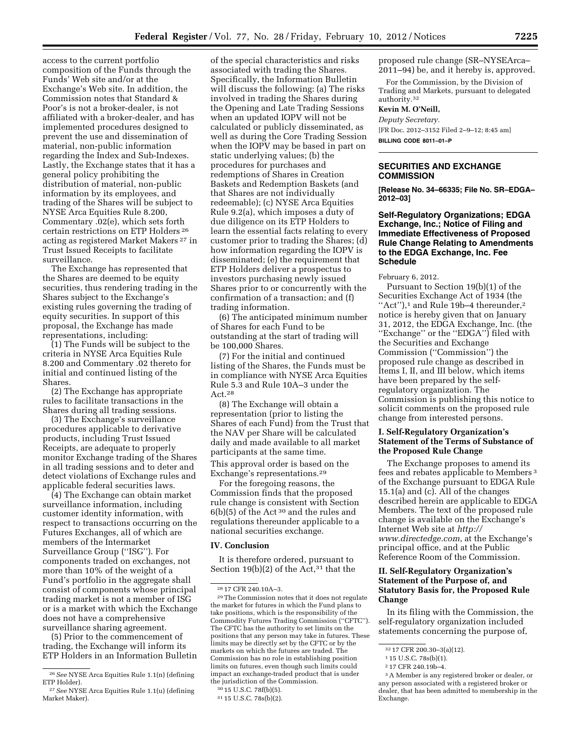access to the current portfolio composition of the Funds through the Funds' Web site and/or at the Exchange's Web site. In addition, the Commission notes that Standard & Poor's is not a broker-dealer, is not affiliated with a broker-dealer, and has implemented procedures designed to prevent the use and dissemination of material, non-public information regarding the Index and Sub-Indexes. Lastly, the Exchange states that it has a general policy prohibiting the distribution of material, non-public information by its employees, and trading of the Shares will be subject to NYSE Arca Equities Rule 8.200, Commentary .02(e), which sets forth certain restrictions on ETP Holders [26] acting as registered Market Makers [27] in Trust Issued Receipts to facilitate surveillance.

The Exchange has represented that the Shares are deemed to be equity securities, thus rendering trading in the Shares subject to the Exchange's existing rules governing the trading of equity securities. In support of this proposal, the Exchange has made representations, including:

(1) The Funds will be subject to the criteria in NYSE Arca Equities Rule 8.200 and Commentary .02 thereto for initial and continued listing of the Shares.

(2) The Exchange has appropriate rules to facilitate transactions in the Shares during all trading sessions.

(3) The Exchange's surveillance procedures applicable to derivative products, including Trust Issued Receipts, are adequate to properly monitor Exchange trading of the Shares in all trading sessions and to deter and detect violations of Exchange rules and applicable federal securities laws.

(4) The Exchange can obtain market surveillance information, including customer identity information, with respect to transactions occurring on the Futures Exchanges, all of which are members of the Intermarket Surveillance Group (''ISG''). For components traded on exchanges, not more than 10% of the weight of a Fund's portfolio in the aggregate shall consist of components whose principal trading market is not a member of ISG or is a market with which the Exchange does not have a comprehensive surveillance sharing agreement.

(5) Prior to the commencement of trading, the Exchange will inform its ETP Holders in an Information Bulletin of the special characteristics and risks associated with trading the Shares. Specifically, the Information Bulletin will discuss the following: (a) The risks involved in trading the Shares during the Opening and Late Trading Sessions when an updated IOPV will not be calculated or publicly disseminated, as well as during the Core Trading Session when the IOPV may be based in part on static underlying values; (b) the procedures for purchases and redemptions of Shares in Creation Baskets and Redemption Baskets (and that Shares are not individually redeemable); (c) NYSE Arca Equities Rule 9.2(a), which imposes a duty of due diligence on its ETP Holders to learn the essential facts relating to every customer prior to trading the Shares; (d) how information regarding the IOPV is disseminated; (e) the requirement that ETP Holders deliver a prospectus to investors purchasing newly issued Shares prior to or concurrently with the confirmation of a transaction; and (f) trading information.

(6) The anticipated minimum number of Shares for each Fund to be outstanding at the start of trading will be 100,000 Shares.

(7) For the initial and continued listing of the Shares, the Funds must be in compliance with NYSE Arca Equities Rule 5.3 and Rule 10A–3 under the Act.[28]

(8) The Exchange will obtain a representation (prior to listing the Shares of each Fund) from the Trust that the NAV per Share will be calculated daily and made available to all market participants at the same time.

This approval order is based on the Exchange's representations.[29]

For the foregoing reasons, the Commission finds that the proposed rule change is consistent with Section 6(b)(5) of the Act [30] and the rules and regulations thereunder applicable to a national securities exchange.

## IV. Conclusion

It is therefore ordered, pursuant to Section 19(b)(2) of the Act,[31] that the proposed rule change (SR–NYSEArca–2011–94) be, and it hereby is, approved.

For the Commission, by the Division of Trading and Markets, pursuant to delegated authority.[32]

**Kevin M. O'Neill,**

*Deputy Secretary.*

[FR Doc. 2012–3152 Filed 2–9–12; 8:45 am]

**BILLING CODE 8011–01–P**

[26] *See* NYSE Arca Equities Rule 1.1(n) (defining ETP Holder).

[27] *See* NYSE Arca Equities Rule 1.1(u) (defining Market Maker).

[28] 17 CFR 240.10A–3.

[29] The Commission notes that it does not regulate the market for futures in which the Fund plans to take positions, which is the responsibility of the Commodity Futures Trading Commission (''CFTC''). The CFTC has the authority to set limits on the positions that any person may take in futures. These limits may be directly set by the CFTC or by the markets on which the futures are traded. The Commission has no role in establishing position limits on futures, even though such limits could impact an exchange-traded product that is under the jurisdiction of the Commission.

[30] 15 U.S.C. 78f(b)(5).

[31] 15 U.S.C. 78s(b)(2).

[32] 17 CFR 200.30–3(a)(12).

## SECURITIES AND EXCHANGE COMMISSION

**[Release No. 34–66335; File No. SR–EDGA–2012–03]**

## Self-Regulatory Organizations; EDGA Exchange, Inc.; Notice of Filing and Immediate Effectiveness of Proposed Rule Change Relating to Amendments to the EDGA Exchange, Inc. Fee Schedule

February 6, 2012.

Pursuant to Section 19(b)(1) of the Securities Exchange Act of 1934 (the ''Act''),[1] and Rule 19b–4 thereunder,[2] notice is hereby given that on January 31, 2012, the EDGA Exchange, Inc. (the ''Exchange'' or the ''EDGA'') filed with the Securities and Exchange Commission (''Commission'') the proposed rule change as described in Items I, II, and III below, which items have been prepared by the self-regulatory organization. The Commission is publishing this notice to solicit comments on the proposed rule change from interested persons.

### I. Self-Regulatory Organization's Statement of the Terms of Substance of the Proposed Rule Change

The Exchange proposes to amend its fees and rebates applicable to Members [3] of the Exchange pursuant to EDGA Rule 15.1(a) and (c). All of the changes described herein are applicable to EDGA Members. The text of the proposed rule change is available on the Exchange's Internet Web site at *http://www.directedge.com*, at the Exchange's principal office, and at the Public Reference Room of the Commission.

### II. Self-Regulatory Organization's Statement of the Purpose of, and Statutory Basis for, the Proposed Rule Change

In its filing with the Commission, the self-regulatory organization included statements concerning the purpose of,

[1] 15 U.S.C. 78s(b)(1).

[2] 17 CFR 240.19b–4.

[3] A Member is any registered broker or dealer, or any person associated with a registered broker or dealer, that has been admitted to membership in the Exchange.